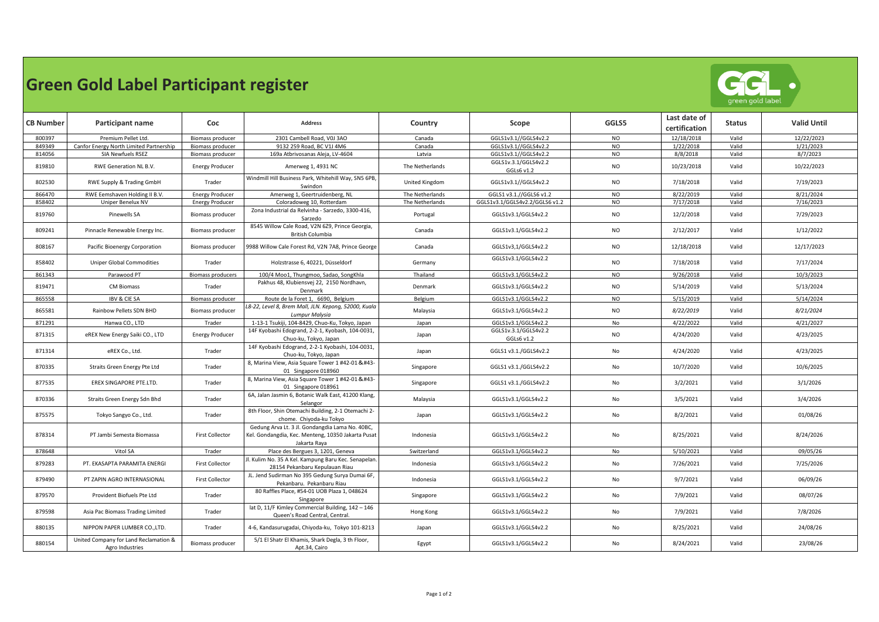# Green Gold Label Participant register

| CB Number | Participant name | Coc | Address | Country | Scope | GGLS5 | Last date of certification | Status | Valid Until |
|---|---|---|---|---|---|---|---|---|---|
| 800397 | Premium Pellet Ltd. | Biomass producer | 2301 Cambell Road, V0J 3AO | Canada | GGLS1v3.1//GGLS4v2.2 | NO | 12/18/2018 | Valid | 12/22/2023 |
| 849349 | Canfor Energy North Limited Partnership | Biomass producer | 9132 259 Road, BC V1J 4M6 | Canada | GGLS1v3.1//GGLS4v2.2 | NO | 1/22/2018 | Valid | 1/21/2023 |
| 814056 | SIA Newfuels RSEZ | Biomass producer | 169a Atbrivosanas Aleja, LV-4604 | Latvia | GGLS1v3.1//GGLS4v2.2 | NO | 8/8/2018 | Valid | 8/7/2023 |
| 819810 | RWE Generation NL B.V. | Energy Producer | Amerweg 1, 4931 NC | The Netherlands | GGLS1v.3.1/GGLS4v2.2 GGLs6 v1.2 | NO | 10/23/2018 | Valid | 10/22/2023 |
| 802530 | RWE Supply & Trading GmbH | Trader | Windmill Hill Business Park, Whitehill Way, SN5 6PB, Swindon | United Kingdom | GGLS1v3.1//GGLS4v2.2 | NO | 7/18/2018 | Valid | 7/19/2023 |
| 866470 | RWE Eemshaven Holding II B.V. | Energy Producer | Amerweg 1, Geertruidenberg, NL | The Netherlands | GGLS1 v3.1.//GGLS6 v1.2 | NO | 8/22/2019 | Valid | 8/21/2024 |
| 858402 | Uniper Benelux NV | Energy Producer | Coloradoweg 10, Rotterdam | The Netherlands | GGLS1v3.1/GGLS4v2.2/GGLS6 v1.2 | NO | 7/17/2018 | Valid | 7/16/2023 |
| 819760 | Pinewells SA | Biomass producer | Zona Industrial da Relvinha - Sarzedo, 3300-416, Sarzedo | Portugal | GGLS1v3.1/GGLS4v2.2 | NO | 12/2/2018 | Valid | 7/29/2023 |
| 809241 | Pinnacle Renewable Energy Inc. | Biomass producer | 8545 Willow Cale Road, V2N 6Z9, Prince Georgia, British Columbia | Canada | GGLS1v3.1/GGLS4v2.2 | NO | 2/12/2017 | Valid | 1/12/2022 |
| 808167 | Pacific Bioenergy Corporation | Biomass producer | 9988 Willow Cale Forest Rd, V2N 7A8, Prince George | Canada | GGLS1v3,1/GGLS4v2.2 | NO | 12/18/2018 | Valid | 12/17/2023 |
| 858402 | Uniper Global Commodities | Trader | Holzstrasse 6, 40221, Düsseldorf | Germany | GGLS1v3.1/GGLS4v2.2 | NO | 7/18/2018 | Valid | 7/17/2024 |
| 861343 | Parawood PT | Biomass producers | 100/4 Moo1, Thungmoo, Sadao, SongKhla | Thailand | GGLS1v3.1/GGLS4v2.2 | NO | 9/26/2018 | Valid | 10/3/2023 |
| 819471 | CM Biomass | Trader | Pakhus 48, Klubiensvej 22, 2150 Nordhavn, Denmark | Denmark | GGLS1v3.1/GGLS4v2.2 | NO | 5/14/2019 | Valid | 5/13/2024 |
| 865558 | IBV & CIE SA | Biomass producer | Route de la Foret 1, 6690, Belgium | Belgium | GGLS1v3.1/GGLS4v2.2 | NO | 5/15/2019 | Valid | 5/14/2024 |
| 865581 | Rainbow Pellets SDN BHD | Biomass producer | *L8-22, Level 8, Brem Mall, JLN. Kepong, 52000, Kuala Lumpur Malysia* | Malaysia | GGLS1v3.1/GGLS4v2.2 | NO | *8/22/2019* | Valid | *8/21/2024* |
| 871291 | Hanwa CO., LTD | Trader | 1-13-1 Tsukiji, 104-8429, Chuo-Ku, Tokyo, Japan | Japan | GGLS1v3.1/GGLS4v2.2 | No | 4/22/2022 | Valid | 4/21/2027 |
| 871315 | eREX New Energy Saiki CO., LTD | Energy Producer | 14F Kyobashi Edogrand, 2-2-1, Kyobash, 104-0031, Chuo-ku, Tokyo, Japan | Japan | GGLS1v.3.1/GGLS4v2.2 GGLs6 v1.2 | NO | 4/24/2020 | Valid | 4/23/2025 |
| 871314 | eREX Co., Ltd. | Trader | 14F Kyobashi Edogrand, 2-2-1 Kyobashi, 104-0031, Chuo-ku, Tokyo, Japan | Japan | GGLS1 v3.1./GGLS4v2.2 | No | 4/24/2020 | Valid | 4/23/2025 |
| 870335 | Straits Green Energy Pte Ltd | Trader | 8, Marina View, Asia Square Tower 1 #42-01 &#43-01 Singapore 018960 | Singapore | GGLS1 v3.1./GGLS4v2.2 | No | 10/7/2020 | Valid | 10/6/2025 |
| 877535 | EREX SINGAPORE PTE.LTD. | Trader | 8, Marina View, Asia Square Tower 1 #42-01 &#43-01 Singapore 018961 | Singapore | GGLS1 v3.1./GGLS4v2.2 | No | 3/2/2021 | Valid | 3/1/2026 |
| 870336 | Straits Green Energy Sdn Bhd | Trader | 6A, Jalan Jasmin 6, Botanic Walk East, 41200 Klang, Selangor | Malaysia | GGLS1v3.1/GGLS4v2.2 | No | 3/5/2021 | Valid | 3/4/2026 |
| 875575 | Tokyo Sangyo Co., Ltd. | Trader | 8th Floor, Shin Otemachi Building, 2-1 Otemachi 2-chome. Chiyoda-ku Tokyo | Japan | GGLS1v3.1/GGLS4v2.2 | No | 8/2/2021 | Valid | 01/08/26 |
| 878314 | PT Jambi Semesta Biomassa | First Collector | Gedung Arva Lt. 3 Jl. Gondangdia Lama No. 40BC, Kel. Gondangdia, Kec. Menteng, 10350 Jakarta Pusat Jakarta Raya | Indonesia | GGLS1v3.1/GGLS4v2.2 | No | 8/25/2021 | Valid | 8/24/2026 |
| 878648 | Vitol SA | Trader | Place des Bergues 3, 1201, Geneva | Switzerland | GGLS1v3.1/GGLS4v2.2 | No | 5/10/2021 | Valid | 09/05/26 |
| 879283 | PT. EKASAPTA PARAMITA ENERGI | First Collector | Jl. Kulim No. 35 A Kel. Kampung Baru Kec. Senapelan. 28154 Pekanbaru Kepulauan Riau | Indonesia | GGLS1v3.1/GGLS4v2.2 | No | 7/26/2021 | Valid | 7/25/2026 |
| 879490 | PT ZAPIN AGRO INTERNASIONAL | First Collector | JL. Jend Sudirman No 395 Gedung Surya Dumai 6F, Pekanbaru. Pekanbaru Riau | Indonesia | GGLS1v3.1/GGLS4v2.2 | No | 9/7/2021 | Valid | 06/09/26 |
| 879570 | Provident Biofuels Pte Ltd | Trader | 80 Raffles Place, #54-01 UOB Plaza 1, 048624 Singapore | Singapore | GGLS1v3.1/GGLS4v2.2 | No | 7/9/2021 | Valid | 08/07/26 |
| 879598 | Asia Pac Biomass Trading Limited | Trader | lat D, 11/F Kimley Commercial Building, 142 – 146 Queen's Road Central, Central. | Hong Kong | GGLS1v3.1/GGLS4v2.2 | No | 7/9/2021 | Valid | 7/8/2026 |
| 880135 | NIPPON PAPER LUMBER CO.,LTD. | Trader | 4-6, Kandasurugadai, Chiyoda-ku, Tokyo 101-8213 | Japan | GGLS1v3.1/GGLS4v2.2 | No | 8/25/2021 | Valid | 24/08/26 |
| 880154 | United Company for Land Reclamation & Agro Industries | Biomass producer | 5/1 El Shatr El Khamis, Shark Degla, 3 th Floor, Apt.34, Cairo | Egypt | GGLS1v3.1/GGLS4v2.2 | No | 8/24/2021 | Valid | 23/08/26 |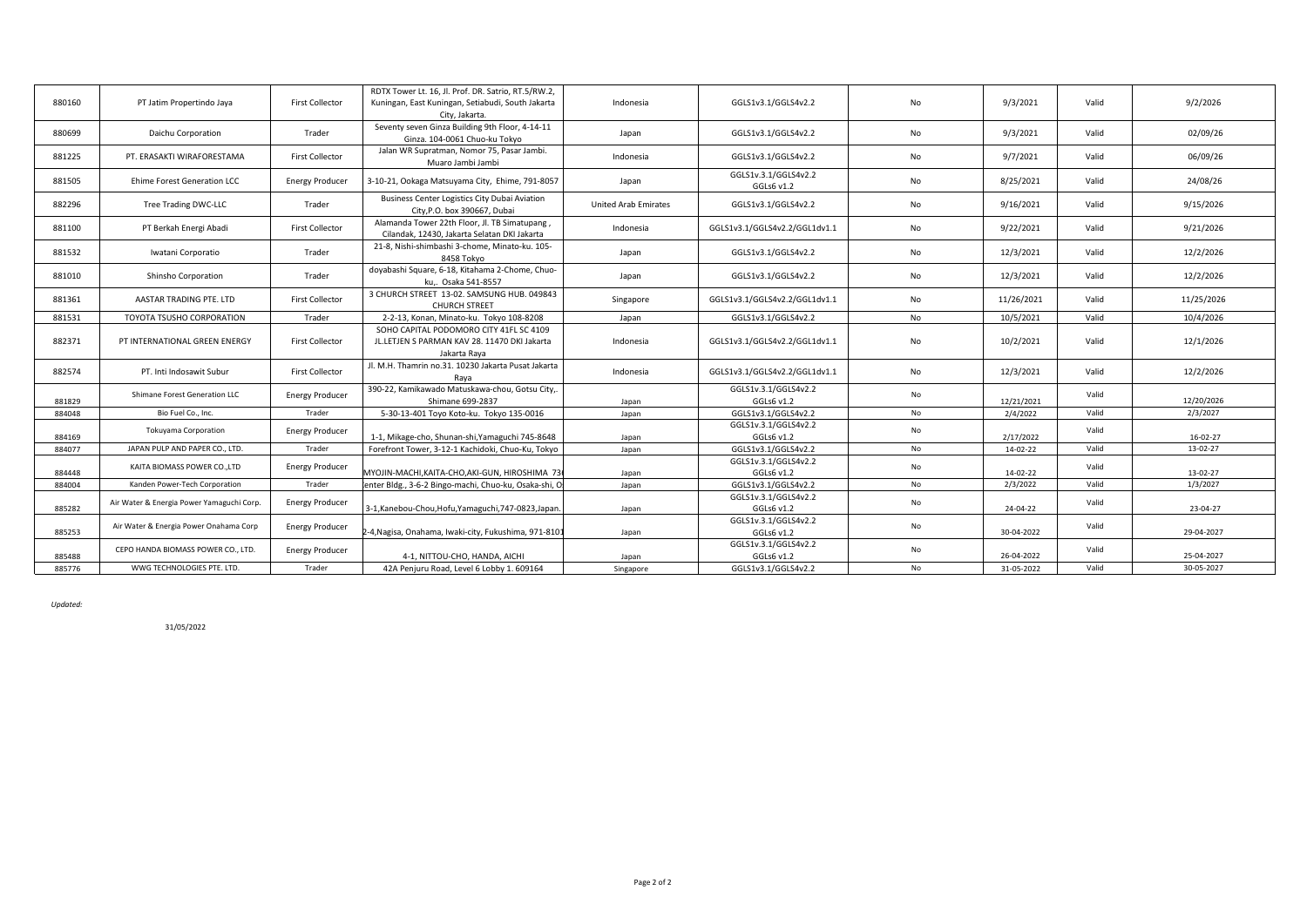| | | | | | | | | | |
|---|---|---|---|---|---|---|---|---|---|
| 880160 | PT Jatim Propertindo Jaya | First Collector | RDTX Tower Lt. 16, Jl. Prof. DR. Satrio, RT.5/RW.2, Kuningan, East Kuningan, Setiabudi, South Jakarta City, Jakarta. | Indonesia | GGLS1v3.1/GGLS4v2.2 | No | 9/3/2021 | Valid | 9/2/2026 |
| 880699 | Daichu Corporation | Trader | Seventy seven Ginza Building 9th Floor, 4-14-11 Ginza. 104-0061 Chuo-ku Tokyo | Japan | GGLS1v3.1/GGLS4v2.2 | No | 9/3/2021 | Valid | 02/09/26 |
| 881225 | PT. ERASAKTI WIRAFORESTAMA | First Collector | Jalan WR Supratman, Nomor 75, Pasar Jambi. Muaro Jambi Jambi | Indonesia | GGLS1v3.1/GGLS4v2.2 | No | 9/7/2021 | Valid | 06/09/26 |
| 881505 | Ehime Forest Generation LCC | Energy Producer | 3-10-21, Ookaga Matsuyama City, Ehime, 791-8057 | Japan | GGLS1v.3.1/GGLS4v2.2 GGLs6 v1.2 | No | 8/25/2021 | Valid | 24/08/26 |
| 882296 | Tree Trading DWC-LLC | Trader | Business Center Logistics City Dubai Aviation City,P.O. box 390667, Dubai | United Arab Emirates | GGLS1v3.1/GGLS4v2.2 | No | 9/16/2021 | Valid | 9/15/2026 |
| 881100 | PT Berkah Energi Abadi | First Collector | Alamanda Tower 22th Floor, Jl. TB Simatupang , Cilandak, 12430, Jakarta Selatan DKI Jakarta | Indonesia | GGLS1v3.1/GGLS4v2.2/GGL1dv1.1 | No | 9/22/2021 | Valid | 9/21/2026 |
| 881532 | Iwatani Corporatio | Trader | 21-8, Nishi-shimbashi 3-chome, Minato-ku. 105-8458 Tokyo | Japan | GGLS1v3.1/GGLS4v2.2 | No | 12/3/2021 | Valid | 12/2/2026 |
| 881010 | Shinsho Corporation | Trader | doyabashi Square, 6-18, Kitahama 2-Chome, Chuo-ku,. Osaka 541-8557 | Japan | GGLS1v3.1/GGLS4v2.2 | No | 12/3/2021 | Valid | 12/2/2026 |
| 881361 | AASTAR TRADING PTE. LTD | First Collector | 3 CHURCH STREET 13-02. SAMSUNG HUB. 049843 CHURCH STREET | Singapore | GGLS1v3.1/GGLS4v2.2/GGL1dv1.1 | No | 11/26/2021 | Valid | 11/25/2026 |
| 881531 | TOYOTA TSUSHO CORPORATION | Trader | 2-2-13, Konan, Minato-ku. Tokyo 108-8208 | Japan | GGLS1v3.1/GGLS4v2.2 | No | 10/5/2021 | Valid | 10/4/2026 |
| 882371 | PT INTERNATIONAL GREEN ENERGY | First Collector | SOHO CAPITAL PODOMORO CITY 41FL SC 4109 JL.LETJEN S PARMAN KAV 28. 11470 DKI Jakarta Jakarta Raya | Indonesia | GGLS1v3.1/GGLS4v2.2/GGL1dv1.1 | No | 10/2/2021 | Valid | 12/1/2026 |
| 882574 | PT. Inti Indosawit Subur | First Collector | Jl. M.H. Thamrin no.31. 10230 Jakarta Pusat Jakarta Raya | Indonesia | GGLS1v3.1/GGLS4v2.2/GGL1dv1.1 | No | 12/3/2021 | Valid | 12/2/2026 |
| 881829 | Shimane Forest Generation LLC | Energy Producer | 390-22, Kamikawado Matuskawa-chou, Gotsu City,. Shimane 699-2837 | Japan | GGLS1v.3.1/GGLS4v2.2 GGLs6 v1.2 | No | 12/21/2021 | Valid | 12/20/2026 |
| 884048 | Bio Fuel Co., Inc. | Trader | 5-30-13-401 Toyo Koto-ku. Tokyo 135-0016 | Japan | GGLS1v3.1/GGLS4v2.2 | No | 2/4/2022 | Valid | 2/3/2027 |
| 884169 | Tokuyama Corporation | Energy Producer | 1-1, Mikage-cho, Shunan-shi,Yamaguchi 745-8648 | Japan | GGLS1v.3.1/GGLS4v2.2 GGLs6 v1.2 | No | 2/17/2022 | Valid | 16-02-27 |
| 884077 | JAPAN PULP AND PAPER CO., LTD. | Trader | Forefront Tower, 3-12-1 Kachidoki, Chuo-Ku, Tokyo | Japan | GGLS1v3.1/GGLS4v2.2 | No | 14-02-22 | Valid | 13-02-27 |
| 884448 | KAITA BIOMASS POWER CO.,LTD | Energy Producer | MYOJIN-MACHI,KAITA-CHO,AKI-GUN, HIROSHIMA 73 | Japan | GGLS1v.3.1/GGLS4v2.2 GGLs6 v1.2 | No | 14-02-22 | Valid | 13-02-27 |
| 884004 | Kanden Power-Tech Corporation | Trader | enter Bldg., 3-6-2 Bingo-machi, Chuo-ku, Osaka-shi, O | Japan | GGLS1v3.1/GGLS4v2.2 | No | 2/3/2022 | Valid | 1/3/2027 |
| 885282 | Air Water & Energia Power Yamaguchi Corp. | Energy Producer | 3-1,Kanebou-Chou,Hofu,Yamaguchi,747-0823,Japan. | Japan | GGLS1v.3.1/GGLS4v2.2 GGLs6 v1.2 | No | 24-04-22 | Valid | 23-04-27 |
| 885253 | Air Water & Energia Power Onahama Corp | Energy Producer | 2-4,Nagisa, Onahama, Iwaki-city, Fukushima, 971-8101 | Japan | GGLS1v.3.1/GGLS4v2.2 GGLs6 v1.2 | No | 30-04-2022 | Valid | 29-04-2027 |
| 885488 | CEPO HANDA BIOMASS POWER CO., LTD. | Energy Producer | 4-1, NITTOU-CHO, HANDA, AICHI | Japan | GGLS1v.3.1/GGLS4v2.2 GGLs6 v1.2 | No | 26-04-2022 | Valid | 25-04-2027 |
| 885776 | WWG TECHNOLOGIES PTE. LTD. | Trader | 42A Penjuru Road, Level 6 Lobby 1. 609164 | Singapore | GGLS1v3.1/GGLS4v2.2 | No | 31-05-2022 | Valid | 30-05-2027 |

*Updated:*

31/05/2022